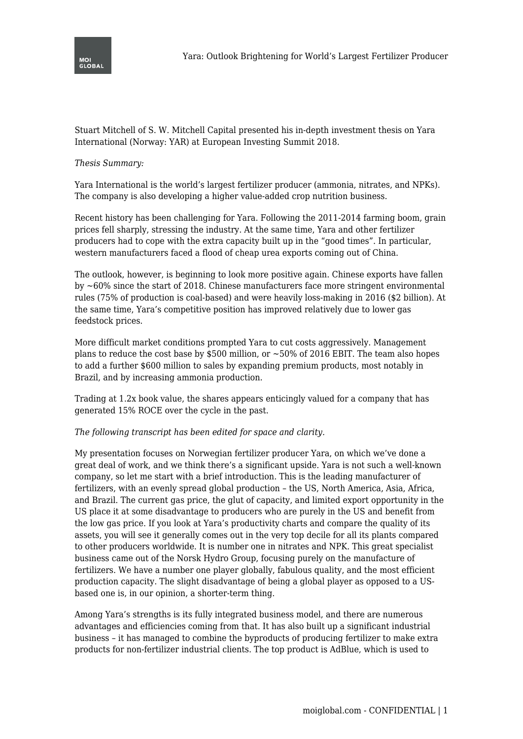Stuart Mitchell of S. W. Mitchell Capital presented his in-depth investment thesis on Yara International (Norway: YAR) at European Investing Summit 2018.

*Thesis Summary:*

Yara International is the world's largest fertilizer producer (ammonia, nitrates, and NPKs). The company is also developing a higher value-added crop nutrition business.

Recent history has been challenging for Yara. Following the 2011-2014 farming boom, grain prices fell sharply, stressing the industry. At the same time, Yara and other fertilizer producers had to cope with the extra capacity built up in the "good times". In particular, western manufacturers faced a flood of cheap urea exports coming out of China.

The outlook, however, is beginning to look more positive again. Chinese exports have fallen by ~60% since the start of 2018. Chinese manufacturers face more stringent environmental rules (75% of production is coal-based) and were heavily loss-making in 2016 ($2 billion). At the same time, Yara's competitive position has improved relatively due to lower gas feedstock prices.

More difficult market conditions prompted Yara to cut costs aggressively. Management plans to reduce the cost base by $500 million, or ~50% of 2016 EBIT. The team also hopes to add a further $600 million to sales by expanding premium products, most notably in Brazil, and by increasing ammonia production.

Trading at 1.2x book value, the shares appears enticingly valued for a company that has generated 15% ROCE over the cycle in the past.

*The following transcript has been edited for space and clarity.*

My presentation focuses on Norwegian fertilizer producer Yara, on which we've done a great deal of work, and we think there's a significant upside. Yara is not such a well-known company, so let me start with a brief introduction. This is the leading manufacturer of fertilizers, with an evenly spread global production – the US, North America, Asia, Africa, and Brazil. The current gas price, the glut of capacity, and limited export opportunity in the US place it at some disadvantage to producers who are purely in the US and benefit from the low gas price. If you look at Yara's productivity charts and compare the quality of its assets, you will see it generally comes out in the very top decile for all its plants compared to other producers worldwide. It is number one in nitrates and NPK. This great specialist business came out of the Norsk Hydro Group, focusing purely on the manufacture of fertilizers. We have a number one player globally, fabulous quality, and the most efficient production capacity. The slight disadvantage of being a global player as opposed to a US-based one is, in our opinion, a shorter-term thing.

Among Yara's strengths is its fully integrated business model, and there are numerous advantages and efficiencies coming from that. It has also built up a significant industrial business – it has managed to combine the byproducts of producing fertilizer to make extra products for non-fertilizer industrial clients. The top product is AdBlue, which is used to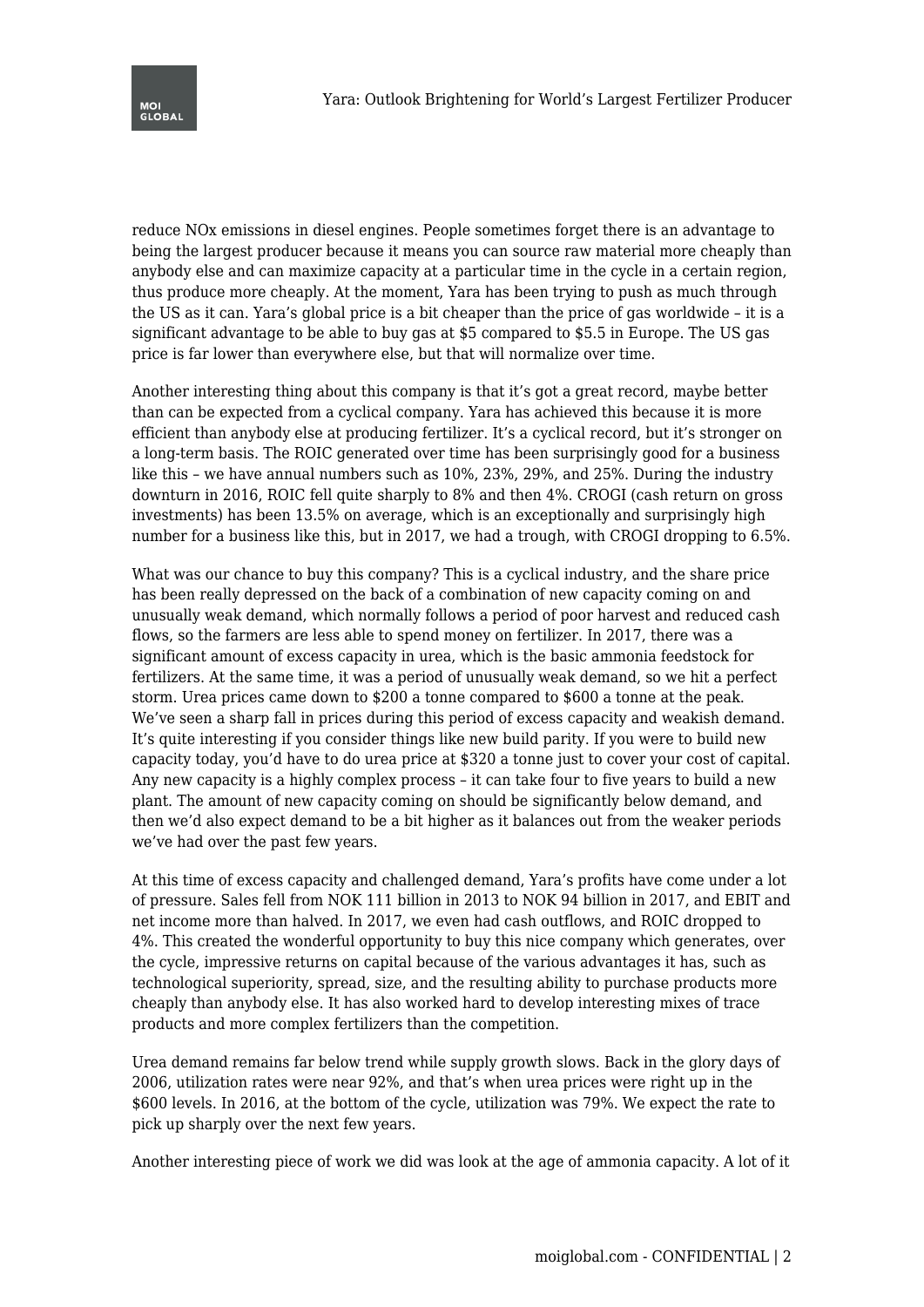reduce NOx emissions in diesel engines. People sometimes forget there is an advantage to being the largest producer because it means you can source raw material more cheaply than anybody else and can maximize capacity at a particular time in the cycle in a certain region, thus produce more cheaply. At the moment, Yara has been trying to push as much through the US as it can. Yara's global price is a bit cheaper than the price of gas worldwide – it is a significant advantage to be able to buy gas at $5 compared to $5.5 in Europe. The US gas price is far lower than everywhere else, but that will normalize over time.

Another interesting thing about this company is that it's got a great record, maybe better than can be expected from a cyclical company. Yara has achieved this because it is more efficient than anybody else at producing fertilizer. It's a cyclical record, but it's stronger on a long-term basis. The ROIC generated over time has been surprisingly good for a business like this – we have annual numbers such as 10%, 23%, 29%, and 25%. During the industry downturn in 2016, ROIC fell quite sharply to 8% and then 4%. CROGI (cash return on gross investments) has been 13.5% on average, which is an exceptionally and surprisingly high number for a business like this, but in 2017, we had a trough, with CROGI dropping to 6.5%.

What was our chance to buy this company? This is a cyclical industry, and the share price has been really depressed on the back of a combination of new capacity coming on and unusually weak demand, which normally follows a period of poor harvest and reduced cash flows, so the farmers are less able to spend money on fertilizer. In 2017, there was a significant amount of excess capacity in urea, which is the basic ammonia feedstock for fertilizers. At the same time, it was a period of unusually weak demand, so we hit a perfect storm. Urea prices came down to $200 a tonne compared to $600 a tonne at the peak. We've seen a sharp fall in prices during this period of excess capacity and weakish demand. It's quite interesting if you consider things like new build parity. If you were to build new capacity today, you'd have to do urea price at $320 a tonne just to cover your cost of capital. Any new capacity is a highly complex process – it can take four to five years to build a new plant. The amount of new capacity coming on should be significantly below demand, and then we'd also expect demand to be a bit higher as it balances out from the weaker periods we've had over the past few years.

At this time of excess capacity and challenged demand, Yara's profits have come under a lot of pressure. Sales fell from NOK 111 billion in 2013 to NOK 94 billion in 2017, and EBIT and net income more than halved. In 2017, we even had cash outflows, and ROIC dropped to 4%. This created the wonderful opportunity to buy this nice company which generates, over the cycle, impressive returns on capital because of the various advantages it has, such as technological superiority, spread, size, and the resulting ability to purchase products more cheaply than anybody else. It has also worked hard to develop interesting mixes of trace products and more complex fertilizers than the competition.

Urea demand remains far below trend while supply growth slows. Back in the glory days of 2006, utilization rates were near 92%, and that's when urea prices were right up in the $600 levels. In 2016, at the bottom of the cycle, utilization was 79%. We expect the rate to pick up sharply over the next few years.

Another interesting piece of work we did was look at the age of ammonia capacity. A lot of it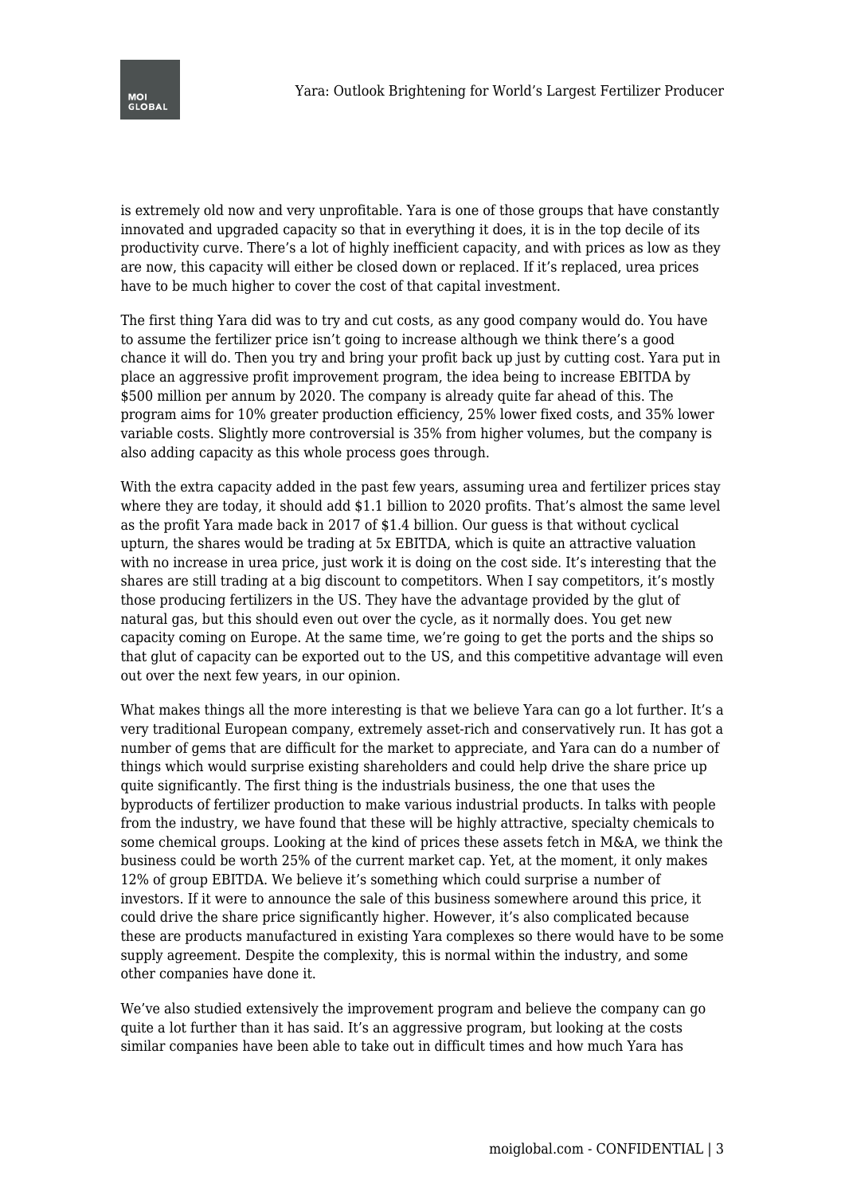is extremely old now and very unprofitable. Yara is one of those groups that have constantly innovated and upgraded capacity so that in everything it does, it is in the top decile of its productivity curve. There's a lot of highly inefficient capacity, and with prices as low as they are now, this capacity will either be closed down or replaced. If it's replaced, urea prices have to be much higher to cover the cost of that capital investment.

The first thing Yara did was to try and cut costs, as any good company would do. You have to assume the fertilizer price isn't going to increase although we think there's a good chance it will do. Then you try and bring your profit back up just by cutting cost. Yara put in place an aggressive profit improvement program, the idea being to increase EBITDA by $500 million per annum by 2020. The company is already quite far ahead of this. The program aims for 10% greater production efficiency, 25% lower fixed costs, and 35% lower variable costs. Slightly more controversial is 35% from higher volumes, but the company is also adding capacity as this whole process goes through.

With the extra capacity added in the past few years, assuming urea and fertilizer prices stay where they are today, it should add $1.1 billion to 2020 profits. That's almost the same level as the profit Yara made back in 2017 of $1.4 billion. Our guess is that without cyclical upturn, the shares would be trading at 5x EBITDA, which is quite an attractive valuation with no increase in urea price, just work it is doing on the cost side. It's interesting that the shares are still trading at a big discount to competitors. When I say competitors, it's mostly those producing fertilizers in the US. They have the advantage provided by the glut of natural gas, but this should even out over the cycle, as it normally does. You get new capacity coming on Europe. At the same time, we're going to get the ports and the ships so that glut of capacity can be exported out to the US, and this competitive advantage will even out over the next few years, in our opinion.

What makes things all the more interesting is that we believe Yara can go a lot further. It's a very traditional European company, extremely asset-rich and conservatively run. It has got a number of gems that are difficult for the market to appreciate, and Yara can do a number of things which would surprise existing shareholders and could help drive the share price up quite significantly. The first thing is the industrials business, the one that uses the byproducts of fertilizer production to make various industrial products. In talks with people from the industry, we have found that these will be highly attractive, specialty chemicals to some chemical groups. Looking at the kind of prices these assets fetch in M&A, we think the business could be worth 25% of the current market cap. Yet, at the moment, it only makes 12% of group EBITDA. We believe it's something which could surprise a number of investors. If it were to announce the sale of this business somewhere around this price, it could drive the share price significantly higher. However, it's also complicated because these are products manufactured in existing Yara complexes so there would have to be some supply agreement. Despite the complexity, this is normal within the industry, and some other companies have done it.

We've also studied extensively the improvement program and believe the company can go quite a lot further than it has said. It's an aggressive program, but looking at the costs similar companies have been able to take out in difficult times and how much Yara has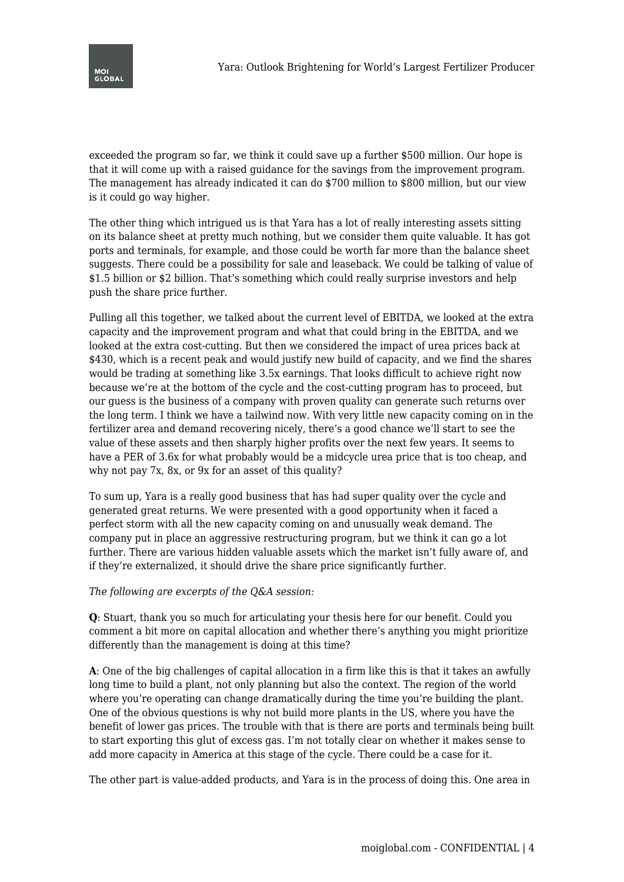exceeded the program so far, we think it could save up a further $500 million. Our hope is that it will come up with a raised guidance for the savings from the improvement program. The management has already indicated it can do $700 million to $800 million, but our view is it could go way higher.

The other thing which intrigued us is that Yara has a lot of really interesting assets sitting on its balance sheet at pretty much nothing, but we consider them quite valuable. It has got ports and terminals, for example, and those could be worth far more than the balance sheet suggests. There could be a possibility for sale and leaseback. We could be talking of value of $1.5 billion or $2 billion. That's something which could really surprise investors and help push the share price further.

Pulling all this together, we talked about the current level of EBITDA, we looked at the extra capacity and the improvement program and what that could bring in the EBITDA, and we looked at the extra cost-cutting. But then we considered the impact of urea prices back at $430, which is a recent peak and would justify new build of capacity, and we find the shares would be trading at something like 3.5x earnings. That looks difficult to achieve right now because we're at the bottom of the cycle and the cost-cutting program has to proceed, but our guess is the business of a company with proven quality can generate such returns over the long term. I think we have a tailwind now. With very little new capacity coming on in the fertilizer area and demand recovering nicely, there's a good chance we'll start to see the value of these assets and then sharply higher profits over the next few years. It seems to have a PER of 3.6x for what probably would be a midcycle urea price that is too cheap, and why not pay 7x, 8x, or 9x for an asset of this quality?

To sum up, Yara is a really good business that has had super quality over the cycle and generated great returns. We were presented with a good opportunity when it faced a perfect storm with all the new capacity coming on and unusually weak demand. The company put in place an aggressive restructuring program, but we think it can go a lot further. There are various hidden valuable assets which the market isn't fully aware of, and if they're externalized, it should drive the share price significantly further.

*The following are excerpts of the Q&A session:*

**Q**: Stuart, thank you so much for articulating your thesis here for our benefit. Could you comment a bit more on capital allocation and whether there's anything you might prioritize differently than the management is doing at this time?

**A**: One of the big challenges of capital allocation in a firm like this is that it takes an awfully long time to build a plant, not only planning but also the context. The region of the world where you're operating can change dramatically during the time you're building the plant. One of the obvious questions is why not build more plants in the US, where you have the benefit of lower gas prices. The trouble with that is there are ports and terminals being built to start exporting this glut of excess gas. I'm not totally clear on whether it makes sense to add more capacity in America at this stage of the cycle. There could be a case for it.

The other part is value-added products, and Yara is in the process of doing this. One area in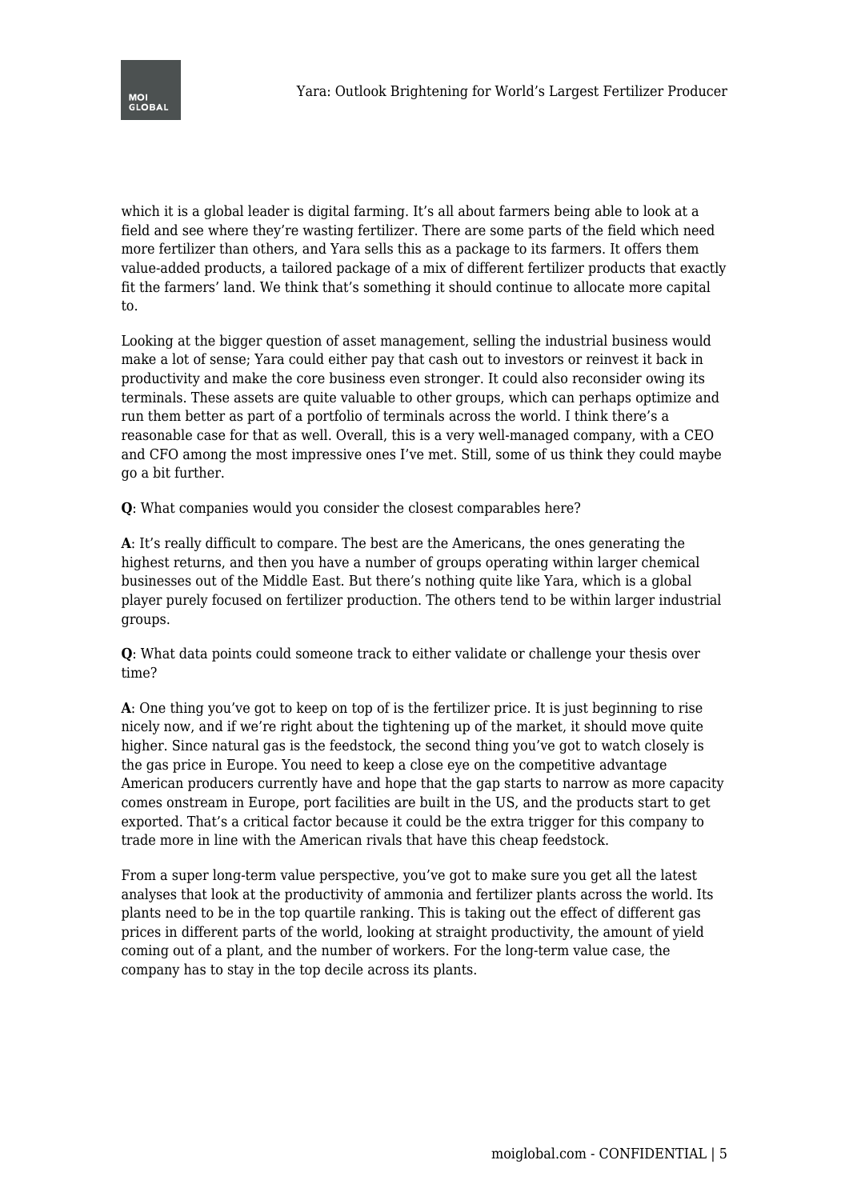which it is a global leader is digital farming. It's all about farmers being able to look at a field and see where they're wasting fertilizer. There are some parts of the field which need more fertilizer than others, and Yara sells this as a package to its farmers. It offers them value-added products, a tailored package of a mix of different fertilizer products that exactly fit the farmers' land. We think that's something it should continue to allocate more capital to.

Looking at the bigger question of asset management, selling the industrial business would make a lot of sense; Yara could either pay that cash out to investors or reinvest it back in productivity and make the core business even stronger. It could also reconsider owing its terminals. These assets are quite valuable to other groups, which can perhaps optimize and run them better as part of a portfolio of terminals across the world. I think there's a reasonable case for that as well. Overall, this is a very well-managed company, with a CEO and CFO among the most impressive ones I've met. Still, some of us think they could maybe go a bit further.

**Q**: What companies would you consider the closest comparables here?

**A**: It's really difficult to compare. The best are the Americans, the ones generating the highest returns, and then you have a number of groups operating within larger chemical businesses out of the Middle East. But there's nothing quite like Yara, which is a global player purely focused on fertilizer production. The others tend to be within larger industrial groups.

**Q**: What data points could someone track to either validate or challenge your thesis over time?

**A**: One thing you've got to keep on top of is the fertilizer price. It is just beginning to rise nicely now, and if we're right about the tightening up of the market, it should move quite higher. Since natural gas is the feedstock, the second thing you've got to watch closely is the gas price in Europe. You need to keep a close eye on the competitive advantage American producers currently have and hope that the gap starts to narrow as more capacity comes onstream in Europe, port facilities are built in the US, and the products start to get exported. That's a critical factor because it could be the extra trigger for this company to trade more in line with the American rivals that have this cheap feedstock.

From a super long-term value perspective, you've got to make sure you get all the latest analyses that look at the productivity of ammonia and fertilizer plants across the world. Its plants need to be in the top quartile ranking. This is taking out the effect of different gas prices in different parts of the world, looking at straight productivity, the amount of yield coming out of a plant, and the number of workers. For the long-term value case, the company has to stay in the top decile across its plants.